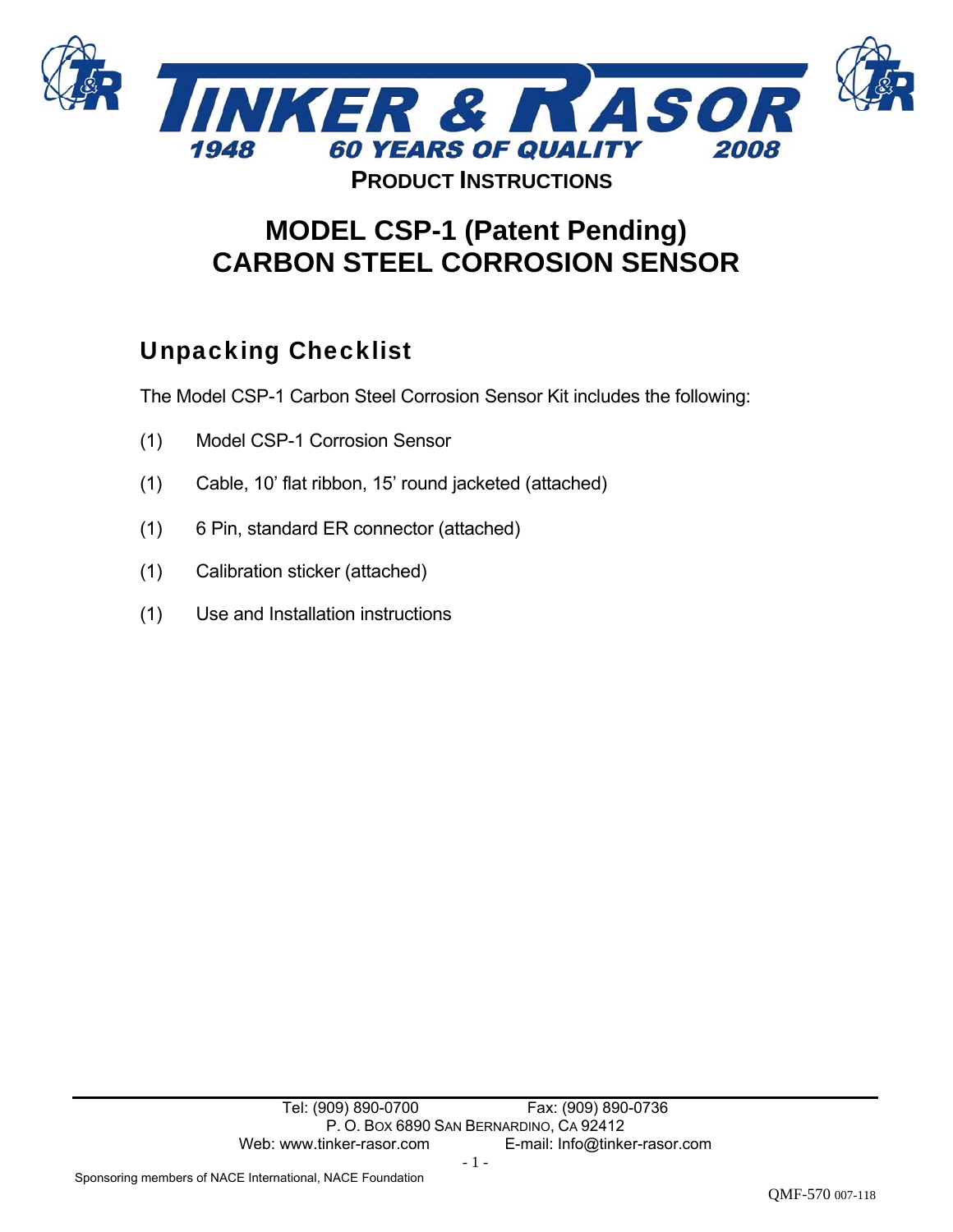# TINKER & RASOR

**1948 60 YEARS OF QUALITY 2008**

**PRODUCT INSTRUCTIONS**

# MODEL CSP-1 (Patent Pending) CARBON STEEL CORROSION SENSOR

## Unpacking Checklist

The Model CSP-1 Carbon Steel Corrosion Sensor Kit includes the following:

(1) Model CSP-1 Corrosion Sensor

(1) Cable, 10' flat ribbon, 15' round jacketed (attached)

(1) 6 Pin, standard ER connector (attached)

(1) Calibration sticker (attached)

(1) Use and Installation instructions

Tel: (909) 890-0700 Fax: (909) 890-0736
P. O. Box 6890 San Bernardino, CA 92412
Web: www.tinker-rasor.com E-mail: Info@tinker-rasor.com

Sponsoring members of NACE International, NACE Foundation

QMF-570 007-118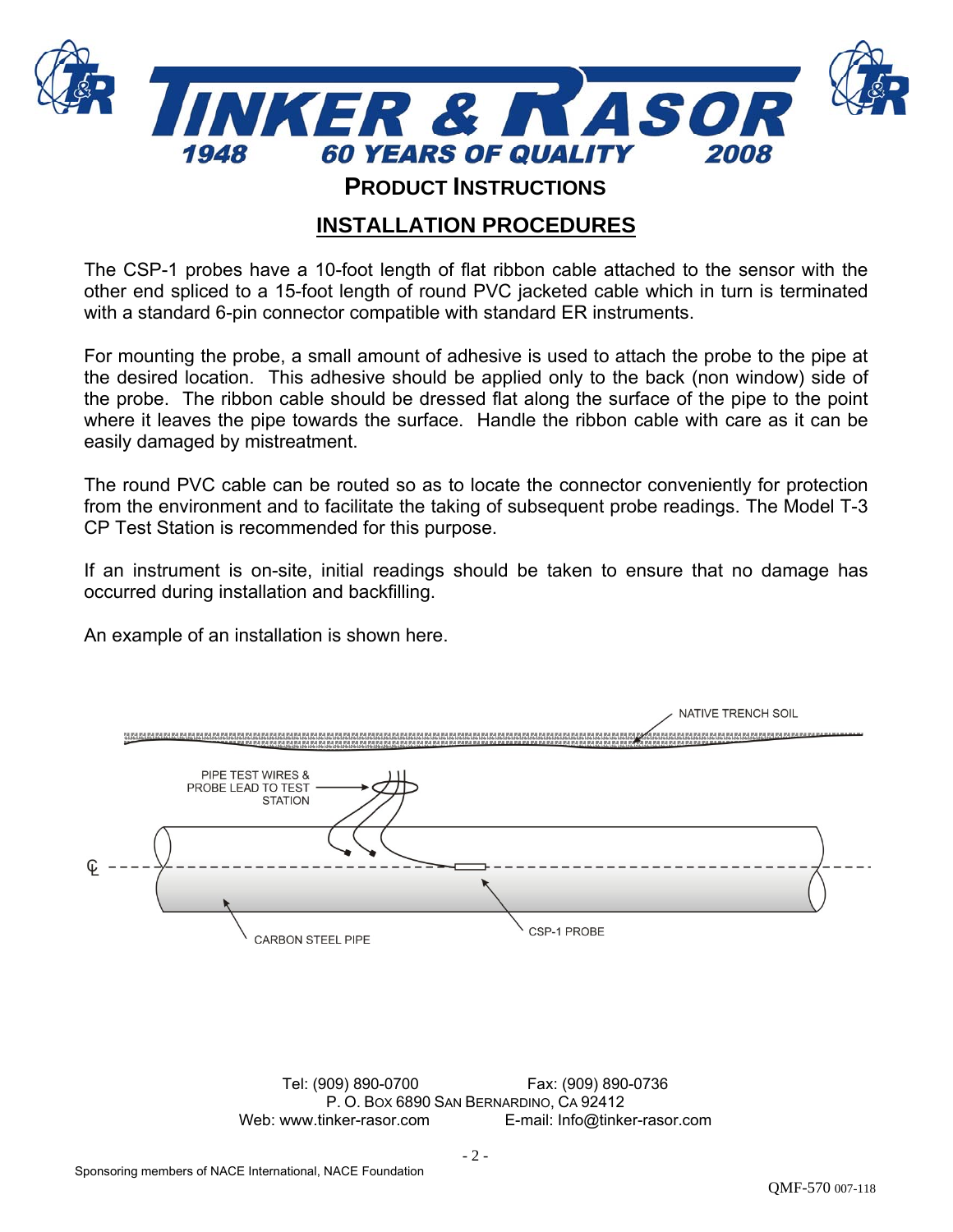# PRODUCT INSTRUCTIONS

## INSTALLATION PROCEDURES

The CSP-1 probes have a 10-foot length of flat ribbon cable attached to the sensor with the other end spliced to a 15-foot length of round PVC jacketed cable which in turn is terminated with a standard 6-pin connector compatible with standard ER instruments.

For mounting the probe, a small amount of adhesive is used to attach the probe to the pipe at the desired location. This adhesive should be applied only to the back (non window) side of the probe. The ribbon cable should be dressed flat along the surface of the pipe to the point where it leaves the pipe towards the surface. Handle the ribbon cable with care as it can be easily damaged by mistreatment.

The round PVC cable can be routed so as to locate the connector conveniently for protection from the environment and to facilitate the taking of subsequent probe readings. The Model T-3 CP Test Station is recommended for this purpose.

If an instrument is on-site, initial readings should be taken to ensure that no damage has occurred during installation and backfilling.

An example of an installation is shown here.

NATIVE TRENCH SOIL

PIPE TEST WIRES & PROBE LEAD TO TEST STATION

CARBON STEEL PIPE

CSP-1 PROBE

Tel: (909) 890-0700 Fax: (909) 890-0736
P. O. BOX 6890 SAN BERNARDINO, CA 92412
Web: www.tinker-rasor.com E-mail: Info@tinker-rasor.com

Sponsoring members of NACE International, NACE Foundation

QMF-570 007-118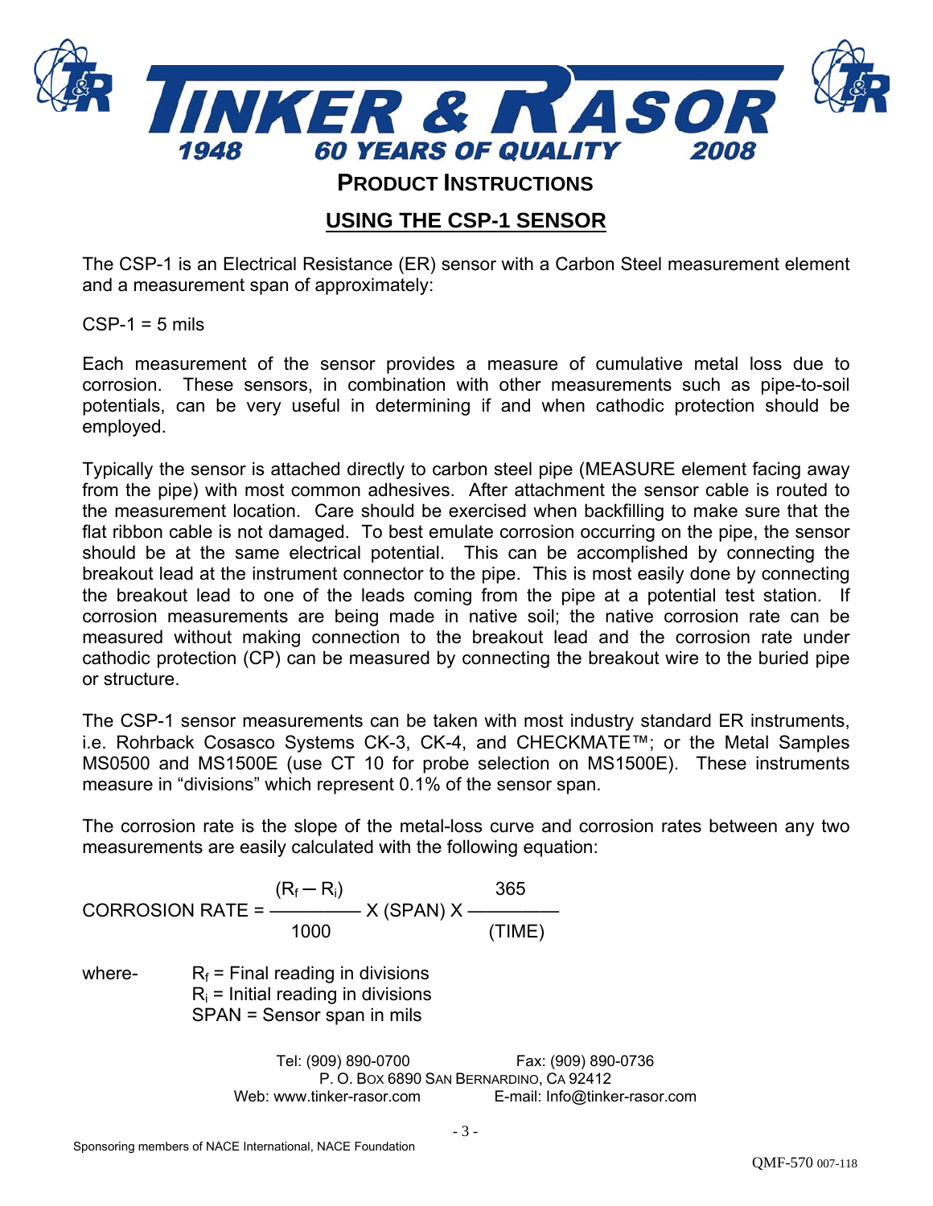# TINKER & RASOR

**1948 — 60 YEARS OF QUALITY — 2008**

## PRODUCT INSTRUCTIONS

## USING THE CSP-1 SENSOR

The CSP-1 is an Electrical Resistance (ER) sensor with a Carbon Steel measurement element and a measurement span of approximately:

CSP-1 = 5 mils

Each measurement of the sensor provides a measure of cumulative metal loss due to corrosion. These sensors, in combination with other measurements such as pipe-to-soil potentials, can be very useful in determining if and when cathodic protection should be employed.

Typically the sensor is attached directly to carbon steel pipe (MEASURE element facing away from the pipe) with most common adhesives. After attachment the sensor cable is routed to the measurement location. Care should be exercised when backfilling to make sure that the flat ribbon cable is not damaged. To best emulate corrosion occurring on the pipe, the sensor should be at the same electrical potential. This can be accomplished by connecting the breakout lead at the instrument connector to the pipe. This is most easily done by connecting the breakout lead to one of the leads coming from the pipe at a potential test station. If corrosion measurements are being made in native soil; the native corrosion rate can be measured without making connection to the breakout lead and the corrosion rate under cathodic protection (CP) can be measured by connecting the breakout wire to the buried pipe or structure.

The CSP-1 sensor measurements can be taken with most industry standard ER instruments, i.e. Rohrback Cosasco Systems CK-3, CK-4, and CHECKMATE™; or the Metal Samples MS0500 and MS1500E (use CT 10 for probe selection on MS1500E). These instruments measure in "divisions" which represent 0.1% of the sensor span.

The corrosion rate is the slope of the metal-loss curve and corrosion rates between any two measurements are easily calculated with the following equation:

$$\text{CORROSION RATE} = \frac{(R_f - R_i)}{1000} \times (\text{SPAN}) \times \frac{365}{(\text{TIME})}$$

where-
- $R_f$ = Final reading in divisions
- $R_i$ = Initial reading in divisions
- SPAN = Sensor span in mils

Tel: (909) 890-0700 Fax: (909) 890-0736
P. O. Box 6890 San Bernardino, CA 92412
Web: www.tinker-rasor.com E-mail: Info@tinker-rasor.com

Sponsoring members of NACE International, NACE Foundation

QMF-570 007-118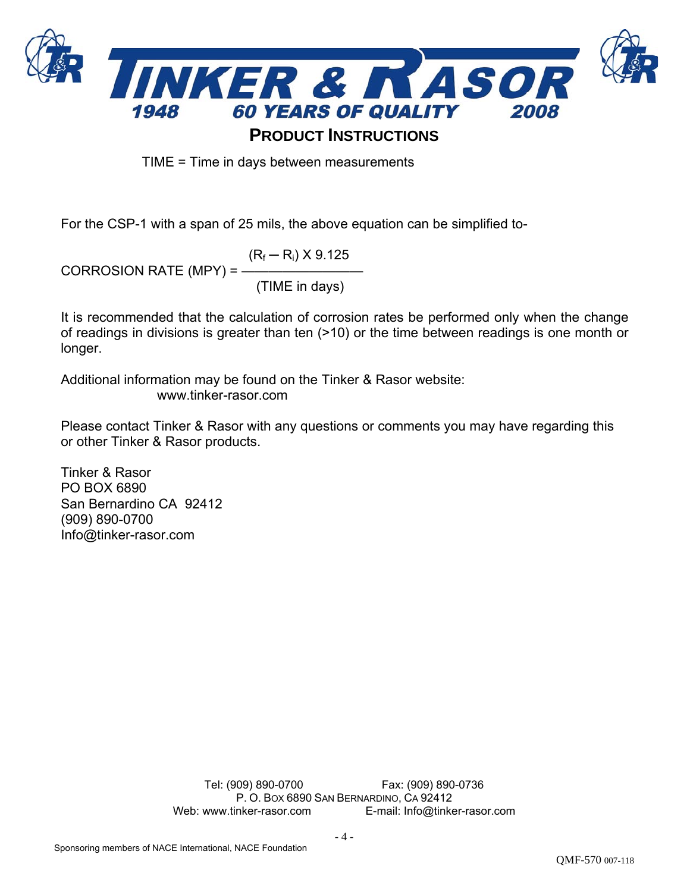TIME = Time in days between measurements

For the CSP-1 with a span of 25 mils, the above equation can be simplified to-

$$\text{CORROSION RATE (MPY)} = \frac{(R_f - R_i) \times 9.125}{\text{(TIME in days)}}$$

It is recommended that the calculation of corrosion rates be performed only when the change of readings in divisions is greater than ten (>10) or the time between readings is one month or longer.

Additional information may be found on the Tinker & Rasor website:
www.tinker-rasor.com

Please contact Tinker & Rasor with any questions or comments you may have regarding this or other Tinker & Rasor products.

Tinker & Rasor
PO BOX 6890
San Bernardino CA 92412
(909) 890-0700
Info@tinker-rasor.com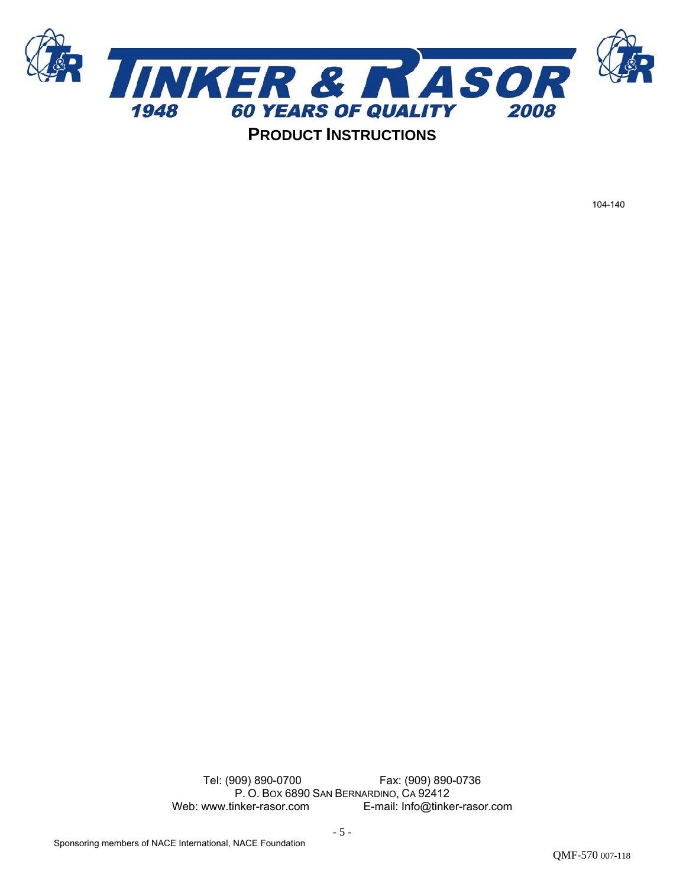# TINKER & RASOR

1948 60 YEARS OF QUALITY 2008

**PRODUCT INSTRUCTIONS**

104-140

Tel: (909) 890-0700 Fax: (909) 890-0736
P. O. BOX 6890 SAN BERNARDINO, CA 92412
Web: www.tinker-rasor.com E-mail: Info@tinker-rasor.com

Sponsoring members of NACE International, NACE Foundation

QMF-570 007-118